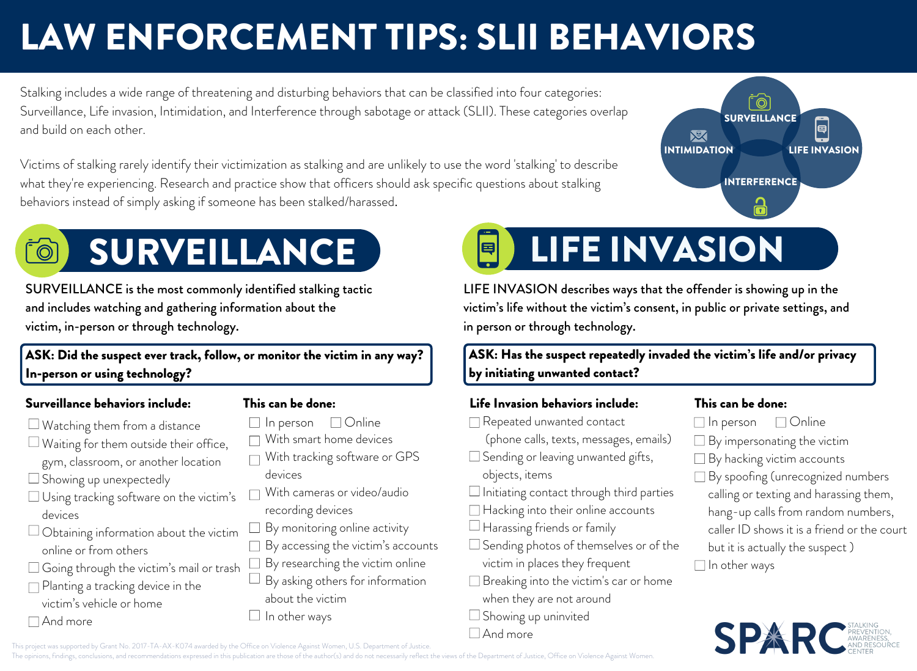# LAW ENFORCEMENT TIPS: SLII BEHAVIORS

Stalking includes a wide range of threatening and disturbing behaviors that can be classified into four categories: Surveillance, Life invasion, Intimidation, and Interference through sabotage or attack (SLII). These categories overlap and build on each other.

Victims of stalking rarely identify their victimization as stalking and are unlikely to use the word 'stalking' to describe what they're experiencing. Research and practice show that officers should ask specific questions about stalking behaviors instead of simply asking if someone has been stalked/harassed.

SURVEILLANCE
INTIMIDATION
LIFE INVASION
INTERFERENCE

## SURVEILLANCE

SURVEILLANCE is the most commonly identified stalking tactic and includes watching and gathering information about the victim, in-person or through technology.

**ASK: Did the suspect ever track, follow, or monitor the victim in any way? In-person or using technology?**

### Surveillance behaviors include:

- ☐ Watching them from a distance
- ☐ Waiting for them outside their office, gym, classroom, or another location
- ☐ Showing up unexpectedly
- ☐ Using tracking software on the victim's devices
- ☐ Obtaining information about the victim online or from others
- ☐ Going through the victim's mail or trash
- ☐ Planting a tracking device in the victim's vehicle or home
- ☐ And more

### This can be done:

- ☐ In person ☐ Online
- ☐ With smart home devices
- ☐ With tracking software or GPS devices
- ☐ With cameras or video/audio recording devices
- ☐ By monitoring online activity
- ☐ By accessing the victim's accounts
- ☐ By researching the victim online
- ☐ By asking others for information about the victim
- ☐ In other ways

## LIFE INVASION

LIFE INVASION describes ways that the offender is showing up in the victim's life without the victim's consent, in public or private settings, and in person or through technology.

**ASK: Has the suspect repeatedly invaded the victim's life and/or privacy by initiating unwanted contact?**

### Life Invasion behaviors include:

- ☐ Repeated unwanted contact (phone calls, texts, messages, emails)
- ☐ Sending or leaving unwanted gifts, objects, items
- ☐ Initiating contact through third parties
- ☐ Hacking into their online accounts
- ☐ Harassing friends or family
- ☐ Sending photos of themselves or of the victim in places they frequent
- ☐ Breaking into the victim's car or home when they are not around
- ☐ Showing up uninvited
- ☐ And more

### This can be done:

- ☐ In person ☐ Online
- ☐ By impersonating the victim
- ☐ By hacking victim accounts
- ☐ By spoofing (unrecognized numbers calling or texting and harassing them, hang-up calls from random numbers, caller ID shows it is a friend or the court but it is actually the suspect )
- ☐ In other ways

SPARC STALKING PREVENTION, AWARENESS, AND RESOURCE CENTER

This project was supported by Grant No. 2017-TA-AX-K074 awarded by the Office on Violence Against Women, U.S. Department of Justice. The opinions, findings, conclusions, and recommendations expressed in this publication are those of the author(s) and do not necessarily reflect the views of the Department of Justice, Office on Violence Against Women.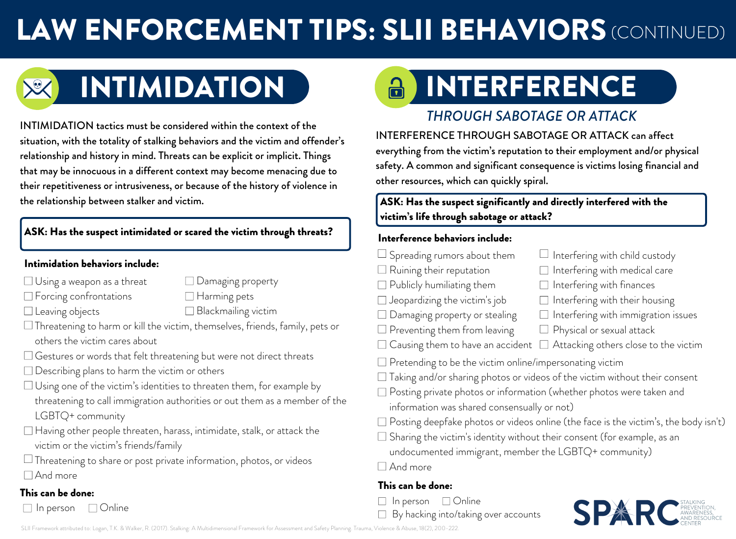# LAW ENFORCEMENT TIPS: SLII BEHAVIORS (CONTINUED)

## INTIMIDATION

INTIMIDATION tactics must be considered within the context of the situation, with the totality of stalking behaviors and the victim and offender's relationship and history in mind. Threats can be explicit or implicit. Things that may be innocuous in a different context may become menacing due to their repetitiveness or intrusiveness, or because of the history of violence in the relationship between stalker and victim.

**ASK: Has the suspect intimidated or scared the victim through threats?**

**Intimidation behaviors include:**

- ☐ Using a weapon as a threat
- ☐ Forcing confrontations
- ☐ Leaving objects
- ☐ Damaging property
- ☐ Harming pets
- ☐ Blackmailing victim
- ☐ Threatening to harm or kill the victim, themselves, friends, family, pets or others the victim cares about
- ☐ Gestures or words that felt threatening but were not direct threats
- ☐ Describing plans to harm the victim or others
- ☐ Using one of the victim's identities to threaten them, for example by threatening to call immigration authorities or out them as a member of the LGBTQ+ community
- ☐ Having other people threaten, harass, intimidate, stalk, or attack the victim or the victim's friends/family
- ☐ Threatening to share or post private information, photos, or videos
- ☐ And more

**This can be done:**

- ☐ In person
- ☐ Online

## INTERFERENCE

### *THROUGH SABOTAGE OR ATTACK*

INTERFERENCE THROUGH SABOTAGE OR ATTACK can affect everything from the victim's reputation to their employment and/or physical safety. A common and significant consequence is victims losing financial and other resources, which can quickly spiral.

**ASK: Has the suspect significantly and directly interfered with the victim's life through sabotage or attack?**

**Interference behaviors include:**

- ☐ Spreading rumors about them
- ☐ Ruining their reputation
- ☐ Publicly humiliating them
- ☐ Jeopardizing the victim's job
- ☐ Damaging property or stealing
- ☐ Preventing them from leaving
- ☐ Causing them to have an accident
- ☐ Interfering with child custody
- ☐ Interfering with medical care
- ☐ Interfering with finances
- ☐ Interfering with their housing
- ☐ Interfering with immigration issues
- ☐ Physical or sexual attack
- ☐ Attacking others close to the victim
- ☐ Pretending to be the victim online/impersonating victim
- ☐ Taking and/or sharing photos or videos of the victim without their consent
- ☐ Posting private photos or information (whether photos were taken and information was shared consensually or not)
- ☐ Posting deepfake photos or videos online (the face is the victim's, the body isn't)
- ☐ Sharing the victim's identity without their consent (for example, as an undocumented immigrant, member the LGBTQ+ community)
- ☐ And more

**This can be done:**

- ☐ In person
- ☐ Online
- ☐ By hacking into/taking over accounts

SPARC — Stalking Prevention, Awareness, and Resource Center

SLII Framework attributed to: Logan, T.K. & Walker, R. (2017). Stalking: A Multidimensional Framework for Assessment and Safety Planning. Trauma, Violence & Abuse, 18(2), 200-222.